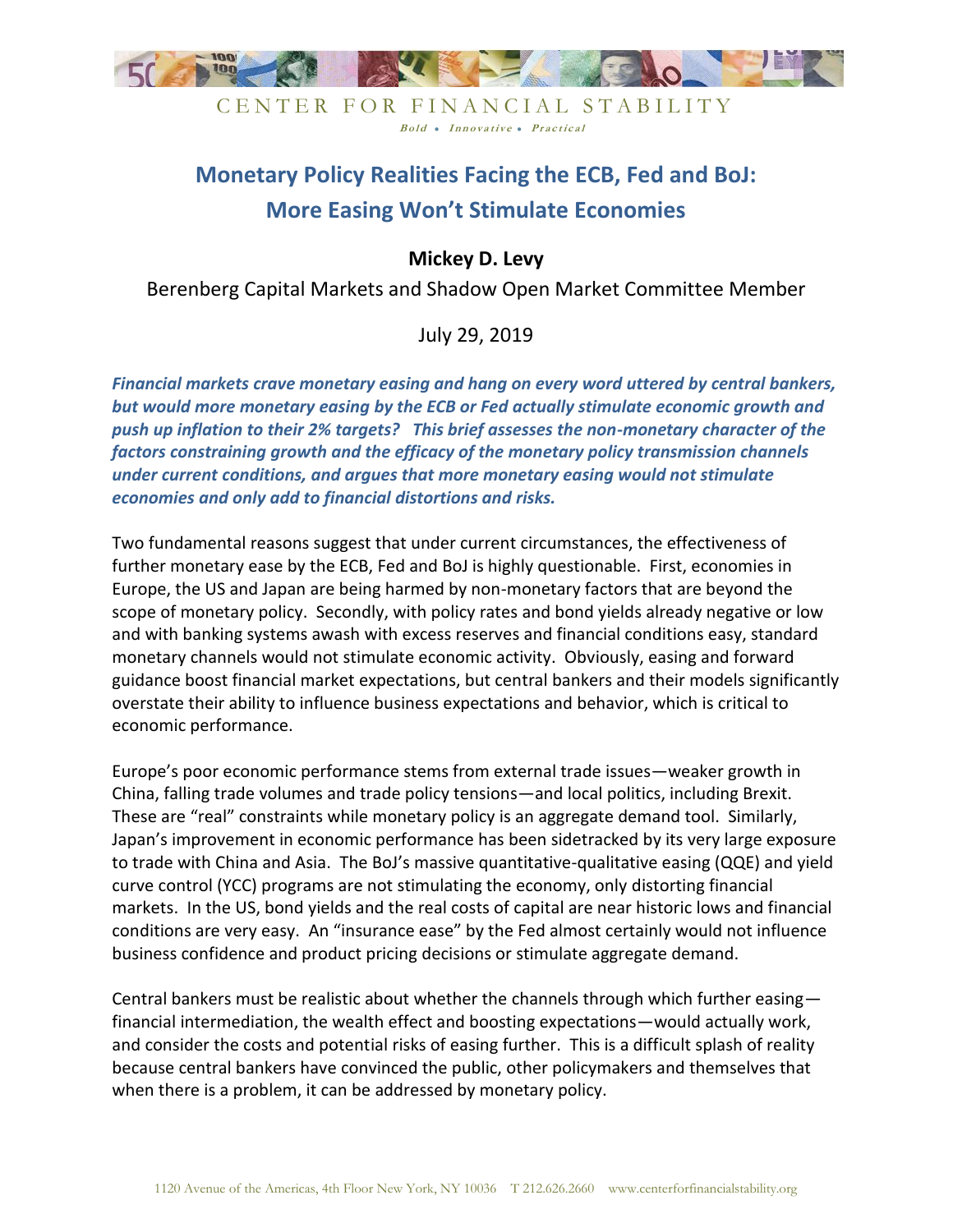CENTER FOR FINANCIAL STABILITY

*Bold • Innovative • Practical*

# Monetary Policy Realities Facing the ECB, Fed and BoJ: More Easing Won't Stimulate Economies

**Mickey D. Levy**

Berenberg Capital Markets and Shadow Open Market Committee Member

July 29, 2019

***Financial markets crave monetary easing and hang on every word uttered by central bankers, but would more monetary easing by the ECB or Fed actually stimulate economic growth and push up inflation to their 2% targets? This brief assesses the non-monetary character of the factors constraining growth and the efficacy of the monetary policy transmission channels under current conditions, and argues that more monetary easing would not stimulate economies and only add to financial distortions and risks.***

Two fundamental reasons suggest that under current circumstances, the effectiveness of further monetary ease by the ECB, Fed and BoJ is highly questionable. First, economies in Europe, the US and Japan are being harmed by non-monetary factors that are beyond the scope of monetary policy. Secondly, with policy rates and bond yields already negative or low and with banking systems awash with excess reserves and financial conditions easy, standard monetary channels would not stimulate economic activity. Obviously, easing and forward guidance boost financial market expectations, but central bankers and their models significantly overstate their ability to influence business expectations and behavior, which is critical to economic performance.

Europe's poor economic performance stems from external trade issues—weaker growth in China, falling trade volumes and trade policy tensions—and local politics, including Brexit. These are "real" constraints while monetary policy is an aggregate demand tool. Similarly, Japan's improvement in economic performance has been sidetracked by its very large exposure to trade with China and Asia. The BoJ's massive quantitative-qualitative easing (QQE) and yield curve control (YCC) programs are not stimulating the economy, only distorting financial markets. In the US, bond yields and the real costs of capital are near historic lows and financial conditions are very easy. An "insurance ease" by the Fed almost certainly would not influence business confidence and product pricing decisions or stimulate aggregate demand.

Central bankers must be realistic about whether the channels through which further easing—financial intermediation, the wealth effect and boosting expectations—would actually work, and consider the costs and potential risks of easing further. This is a difficult splash of reality because central bankers have convinced the public, other policymakers and themselves that when there is a problem, it can be addressed by monetary policy.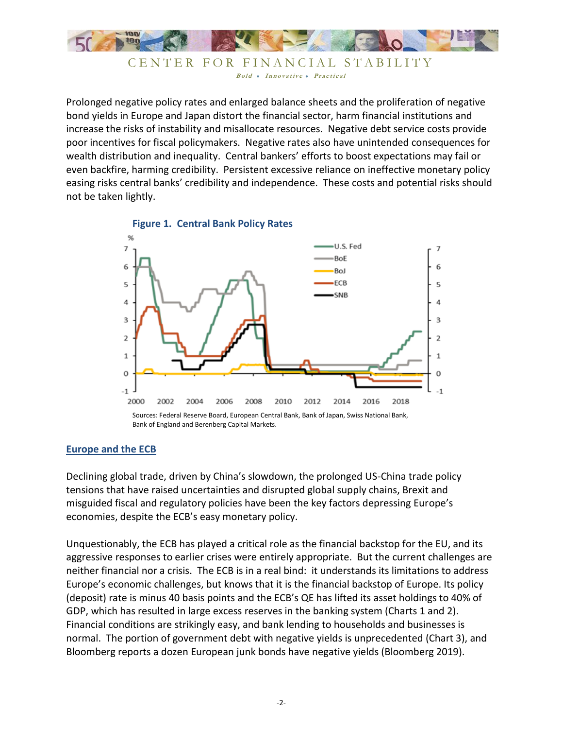Prolonged negative policy rates and enlarged balance sheets and the proliferation of negative bond yields in Europe and Japan distort the financial sector, harm financial institutions and increase the risks of instability and misallocate resources. Negative debt service costs provide poor incentives for fiscal policymakers. Negative rates also have unintended consequences for wealth distribution and inequality. Central bankers' efforts to boost expectations may fail or even backfire, harming credibility. Persistent excessive reliance on ineffective monetary policy easing risks central banks' credibility and independence. These costs and potential risks should not be taken lightly.

**Figure 1. Central Bank Policy Rates**

Sources: Federal Reserve Board, European Central Bank, Bank of Japan, Swiss National Bank, Bank of England and Berenberg Capital Markets.

## Europe and the ECB

Declining global trade, driven by China's slowdown, the prolonged US-China trade policy tensions that have raised uncertainties and disrupted global supply chains, Brexit and misguided fiscal and regulatory policies have been the key factors depressing Europe's economies, despite the ECB's easy monetary policy.

Unquestionably, the ECB has played a critical role as the financial backstop for the EU, and its aggressive responses to earlier crises were entirely appropriate. But the current challenges are neither financial nor a crisis. The ECB is in a real bind: it understands its limitations to address Europe's economic challenges, but knows that it is the financial backstop of Europe. Its policy (deposit) rate is minus 40 basis points and the ECB's QE has lifted its asset holdings to 40% of GDP, which has resulted in large excess reserves in the banking system (Charts 1 and 2). Financial conditions are strikingly easy, and bank lending to households and businesses is normal. The portion of government debt with negative yields is unprecedented (Chart 3), and Bloomberg reports a dozen European junk bonds have negative yields (Bloomberg 2019).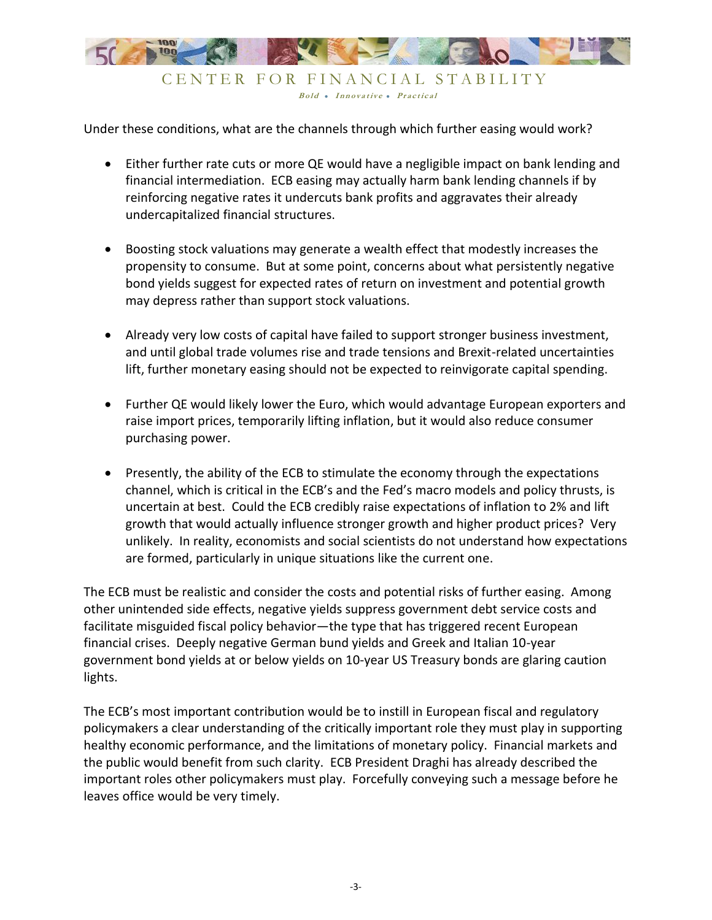Under these conditions, what are the channels through which further easing would work?

- Either further rate cuts or more QE would have a negligible impact on bank lending and financial intermediation. ECB easing may actually harm bank lending channels if by reinforcing negative rates it undercuts bank profits and aggravates their already undercapitalized financial structures.

- Boosting stock valuations may generate a wealth effect that modestly increases the propensity to consume. But at some point, concerns about what persistently negative bond yields suggest for expected rates of return on investment and potential growth may depress rather than support stock valuations.

- Already very low costs of capital have failed to support stronger business investment, and until global trade volumes rise and trade tensions and Brexit-related uncertainties lift, further monetary easing should not be expected to reinvigorate capital spending.

- Further QE would likely lower the Euro, which would advantage European exporters and raise import prices, temporarily lifting inflation, but it would also reduce consumer purchasing power.

- Presently, the ability of the ECB to stimulate the economy through the expectations channel, which is critical in the ECB's and the Fed's macro models and policy thrusts, is uncertain at best. Could the ECB credibly raise expectations of inflation to 2% and lift growth that would actually influence stronger growth and higher product prices? Very unlikely. In reality, economists and social scientists do not understand how expectations are formed, particularly in unique situations like the current one.

The ECB must be realistic and consider the costs and potential risks of further easing. Among other unintended side effects, negative yields suppress government debt service costs and facilitate misguided fiscal policy behavior—the type that has triggered recent European financial crises. Deeply negative German bund yields and Greek and Italian 10-year government bond yields at or below yields on 10-year US Treasury bonds are glaring caution lights.

The ECB's most important contribution would be to instill in European fiscal and regulatory policymakers a clear understanding of the critically important role they must play in supporting healthy economic performance, and the limitations of monetary policy. Financial markets and the public would benefit from such clarity. ECB President Draghi has already described the important roles other policymakers must play. Forcefully conveying such a message before he leaves office would be very timely.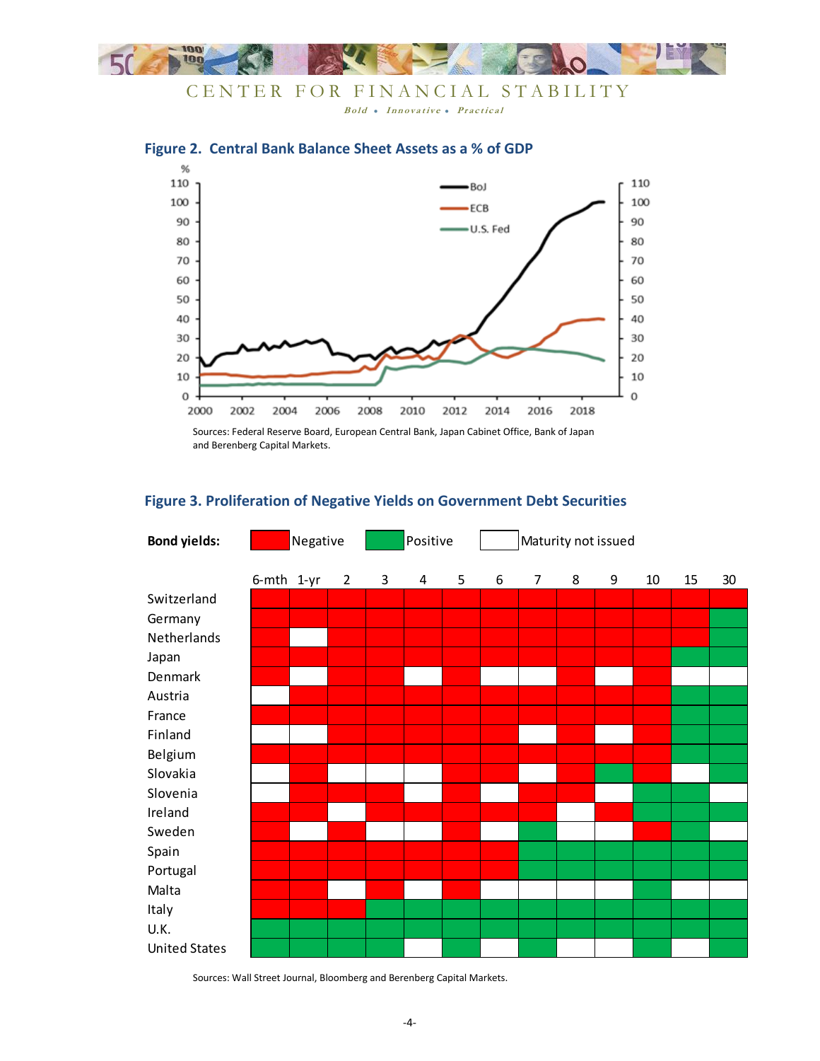## Figure 2. Central Bank Balance Sheet Assets as a % of GDP

Sources: Federal Reserve Board, European Central Bank, Japan Cabinet Office, Bank of Japan and Berenberg Capital Markets.

## Figure 3. Proliferation of Negative Yields on Government Debt Securities

**Bond yields:** Negative | Positive | Maturity not issued

| | 6-mth | 1-yr | 2 | 3 | 4 | 5 | 6 | 7 | 8 | 9 | 10 | 15 | 30 |
|---|---|---|---|---|---|---|---|---|---|---|---|---|---|
| Switzerland | Negative | Negative | Negative | Negative | Negative | Negative | Negative | Negative | Negative | Negative | Negative | Negative | Negative |
| Germany | Negative | Negative | Negative | Negative | Negative | Negative | Negative | Negative | Negative | Negative | Negative | Negative | Positive |
| Netherlands | Negative | Maturity not issued | Negative | Negative | Negative | Negative | Negative | Negative | Negative | Negative | Negative | Negative | Positive |
| Japan | Negative | Negative | Negative | Negative | Negative | Negative | Negative | Negative | Negative | Negative | Negative | Positive | Positive |
| Denmark | Negative | Maturity not issued | Negative | Negative | Maturity not issued | Negative | Maturity not issued | Maturity not issued | Negative | Maturity not issued | Negative | Maturity not issued | Maturity not issued |
| Austria | Maturity not issued | Negative | Negative | Negative | Negative | Negative | Negative | Negative | Negative | Negative | Negative | Positive | Positive |
| France | Negative | Negative | Negative | Negative | Negative | Negative | Negative | Negative | Negative | Negative | Negative | Positive | Positive |
| Finland | Maturity not issued | Maturity not issued | Negative | Negative | Negative | Negative | Negative | Maturity not issued | Negative | Maturity not issued | Negative | Positive | Positive |
| Belgium | Negative | Negative | Negative | Negative | Negative | Negative | Negative | Negative | Negative | Negative | Negative | Positive | Positive |
| Slovakia | Maturity not issued | Negative | Maturity not issued | Maturity not issued | Maturity not issued | Negative | Negative | Maturity not issued | Negative | Positive | Negative | Maturity not issued | Positive |
| Slovenia | Maturity not issued | Negative | Negative | Negative | Maturity not issued | Negative | Maturity not issued | Negative | Negative | Maturity not issued | Positive | Positive | Maturity not issued |
| Ireland | Negative | Negative | Maturity not issued | Negative | Negative | Negative | Negative | Negative | Maturity not issued | Negative | Positive | Positive | Positive |
| Sweden | Negative | Maturity not issued | Negative | Maturity not issued | Maturity not issued | Negative | Maturity not issued | Positive | Maturity not issued | Maturity not issued | Negative | Positive | Maturity not issued |
| Spain | Negative | Negative | Negative | Negative | Negative | Negative | Negative | Positive | Positive | Positive | Positive | Positive | Positive |
| Portugal | Negative | Negative | Negative | Negative | Negative | Negative | Negative | Positive | Positive | Positive | Positive | Positive | Positive |
| Malta | Negative | Negative | Maturity not issued | Negative | Maturity not issued | Negative | Maturity not issued | Maturity not issued | Maturity not issued | Maturity not issued | Positive | Maturity not issued | Maturity not issued |
| Italy | Negative | Negative | Negative | Positive | Positive | Positive | Positive | Positive | Positive | Positive | Positive | Positive | Positive |
| U.K. | Positive | Positive | Positive | Positive | Positive | Positive | Positive | Positive | Positive | Positive | Positive | Positive | Positive |
| United States | Positive | Positive | Positive | Positive | Maturity not issued | Positive | Maturity not issued | Positive | Maturity not issued | Maturity not issued | Positive | Maturity not issued | Positive |

Sources: Wall Street Journal, Bloomberg and Berenberg Capital Markets.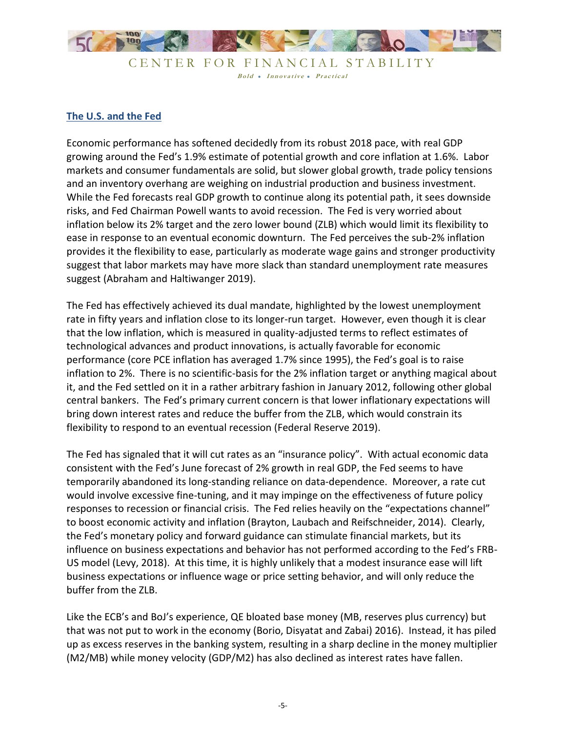## The U.S. and the Fed

Economic performance has softened decidedly from its robust 2018 pace, with real GDP growing around the Fed's 1.9% estimate of potential growth and core inflation at 1.6%. Labor markets and consumer fundamentals are solid, but slower global growth, trade policy tensions and an inventory overhang are weighing on industrial production and business investment. While the Fed forecasts real GDP growth to continue along its potential path, it sees downside risks, and Fed Chairman Powell wants to avoid recession. The Fed is very worried about inflation below its 2% target and the zero lower bound (ZLB) which would limit its flexibility to ease in response to an eventual economic downturn. The Fed perceives the sub-2% inflation provides it the flexibility to ease, particularly as moderate wage gains and stronger productivity suggest that labor markets may have more slack than standard unemployment rate measures suggest (Abraham and Haltiwanger 2019).

The Fed has effectively achieved its dual mandate, highlighted by the lowest unemployment rate in fifty years and inflation close to its longer-run target. However, even though it is clear that the low inflation, which is measured in quality-adjusted terms to reflect estimates of technological advances and product innovations, is actually favorable for economic performance (core PCE inflation has averaged 1.7% since 1995), the Fed's goal is to raise inflation to 2%. There is no scientific-basis for the 2% inflation target or anything magical about it, and the Fed settled on it in a rather arbitrary fashion in January 2012, following other global central bankers. The Fed's primary current concern is that lower inflationary expectations will bring down interest rates and reduce the buffer from the ZLB, which would constrain its flexibility to respond to an eventual recession (Federal Reserve 2019).

The Fed has signaled that it will cut rates as an "insurance policy". With actual economic data consistent with the Fed's June forecast of 2% growth in real GDP, the Fed seems to have temporarily abandoned its long-standing reliance on data-dependence. Moreover, a rate cut would involve excessive fine-tuning, and it may impinge on the effectiveness of future policy responses to recession or financial crisis. The Fed relies heavily on the "expectations channel" to boost economic activity and inflation (Brayton, Laubach and Reifschneider, 2014). Clearly, the Fed's monetary policy and forward guidance can stimulate financial markets, but its influence on business expectations and behavior has not performed according to the Fed's FRB-US model (Levy, 2018). At this time, it is highly unlikely that a modest insurance ease will lift business expectations or influence wage or price setting behavior, and will only reduce the buffer from the ZLB.

Like the ECB's and BoJ's experience, QE bloated base money (MB, reserves plus currency) but that was not put to work in the economy (Borio, Disyatat and Zabai) 2016). Instead, it has piled up as excess reserves in the banking system, resulting in a sharp decline in the money multiplier (M2/MB) while money velocity (GDP/M2) has also declined as interest rates have fallen.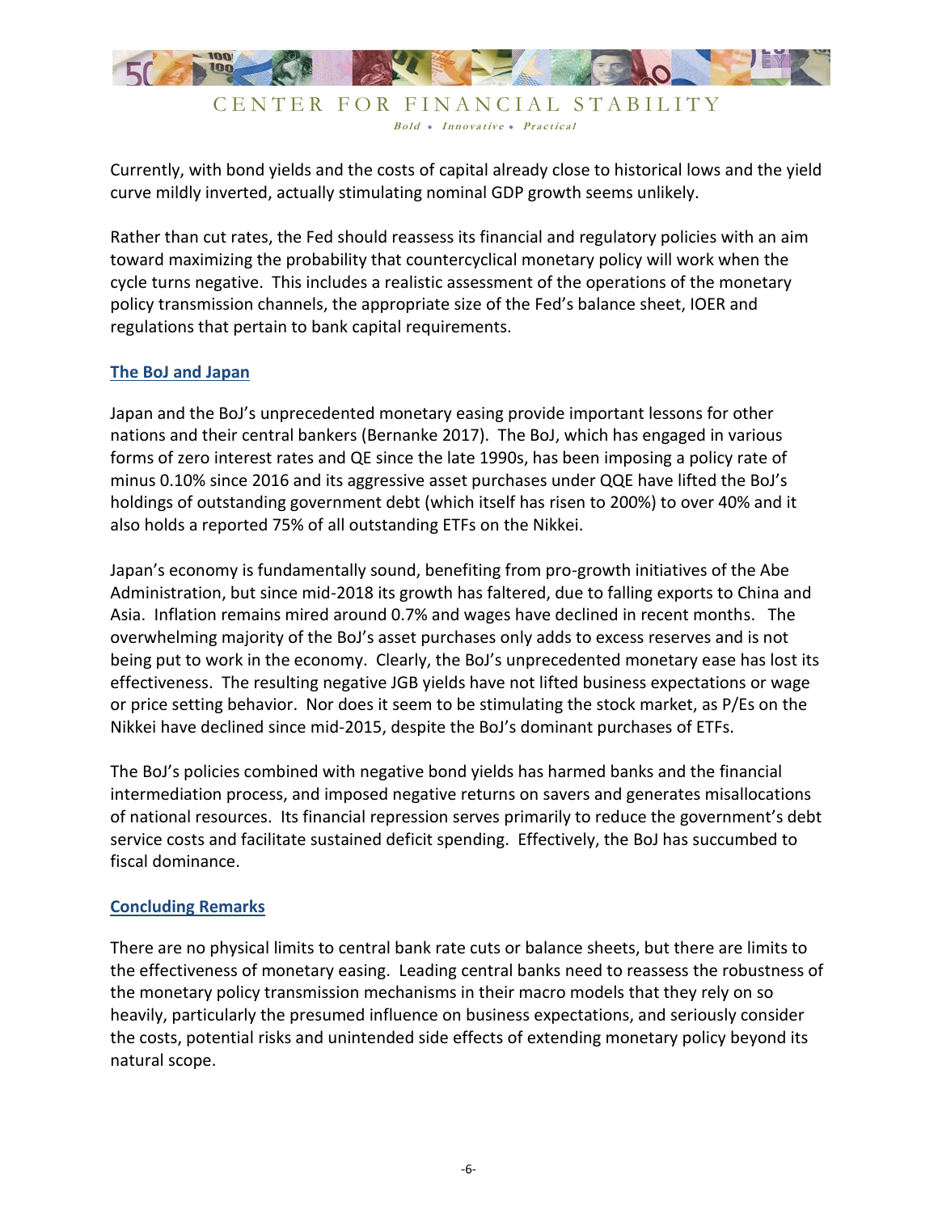Currently, with bond yields and the costs of capital already close to historical lows and the yield curve mildly inverted, actually stimulating nominal GDP growth seems unlikely.

Rather than cut rates, the Fed should reassess its financial and regulatory policies with an aim toward maximizing the probability that countercyclical monetary policy will work when the cycle turns negative. This includes a realistic assessment of the operations of the monetary policy transmission channels, the appropriate size of the Fed's balance sheet, IOER and regulations that pertain to bank capital requirements.

## The BoJ and Japan

Japan and the BoJ's unprecedented monetary easing provide important lessons for other nations and their central bankers (Bernanke 2017). The BoJ, which has engaged in various forms of zero interest rates and QE since the late 1990s, has been imposing a policy rate of minus 0.10% since 2016 and its aggressive asset purchases under QQE have lifted the BoJ's holdings of outstanding government debt (which itself has risen to 200%) to over 40% and it also holds a reported 75% of all outstanding ETFs on the Nikkei.

Japan's economy is fundamentally sound, benefiting from pro-growth initiatives of the Abe Administration, but since mid-2018 its growth has faltered, due to falling exports to China and Asia. Inflation remains mired around 0.7% and wages have declined in recent months. The overwhelming majority of the BoJ's asset purchases only adds to excess reserves and is not being put to work in the economy. Clearly, the BoJ's unprecedented monetary ease has lost its effectiveness. The resulting negative JGB yields have not lifted business expectations or wage or price setting behavior. Nor does it seem to be stimulating the stock market, as P/Es on the Nikkei have declined since mid-2015, despite the BoJ's dominant purchases of ETFs.

The BoJ's policies combined with negative bond yields has harmed banks and the financial intermediation process, and imposed negative returns on savers and generates misallocations of national resources. Its financial repression serves primarily to reduce the government's debt service costs and facilitate sustained deficit spending. Effectively, the BoJ has succumbed to fiscal dominance.

## Concluding Remarks

There are no physical limits to central bank rate cuts or balance sheets, but there are limits to the effectiveness of monetary easing. Leading central banks need to reassess the robustness of the monetary policy transmission mechanisms in their macro models that they rely on so heavily, particularly the presumed influence on business expectations, and seriously consider the costs, potential risks and unintended side effects of extending monetary policy beyond its natural scope.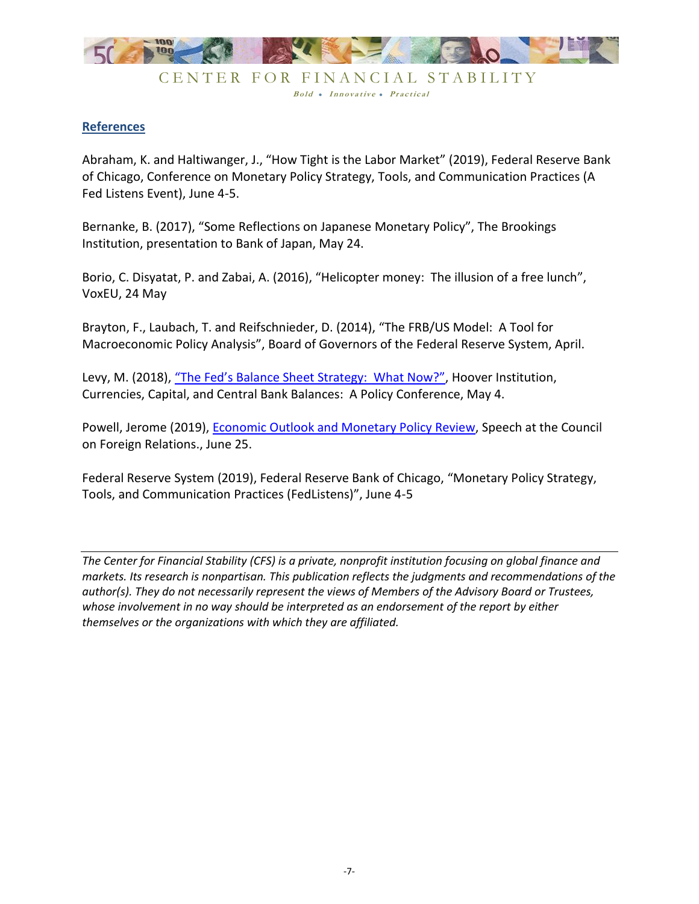## References

Abraham, K. and Haltiwanger, J., "How Tight is the Labor Market" (2019), Federal Reserve Bank of Chicago, Conference on Monetary Policy Strategy, Tools, and Communication Practices (A Fed Listens Event), June 4-5.

Bernanke, B. (2017), "Some Reflections on Japanese Monetary Policy", The Brookings Institution, presentation to Bank of Japan, May 24.

Borio, C. Disyatat, P. and Zabai, A. (2016), "Helicopter money: The illusion of a free lunch", VoxEU, 24 May

Brayton, F., Laubach, T. and Reifschneider, D. (2014), "The FRB/US Model: A Tool for Macroeconomic Policy Analysis", Board of Governors of the Federal Reserve System, April.

Levy, M. (2018), "The Fed's Balance Sheet Strategy: What Now?", Hoover Institution, Currencies, Capital, and Central Bank Balances: A Policy Conference, May 4.

Powell, Jerome (2019), Economic Outlook and Monetary Policy Review, Speech at the Council on Foreign Relations., June 25.

Federal Reserve System (2019), Federal Reserve Bank of Chicago, "Monetary Policy Strategy, Tools, and Communication Practices (FedListens)", June 4-5

---

*The Center for Financial Stability (CFS) is a private, nonprofit institution focusing on global finance and markets. Its research is nonpartisan. This publication reflects the judgments and recommendations of the author(s). They do not necessarily represent the views of Members of the Advisory Board or Trustees, whose involvement in no way should be interpreted as an endorsement of the report by either themselves or the organizations with which they are affiliated.*